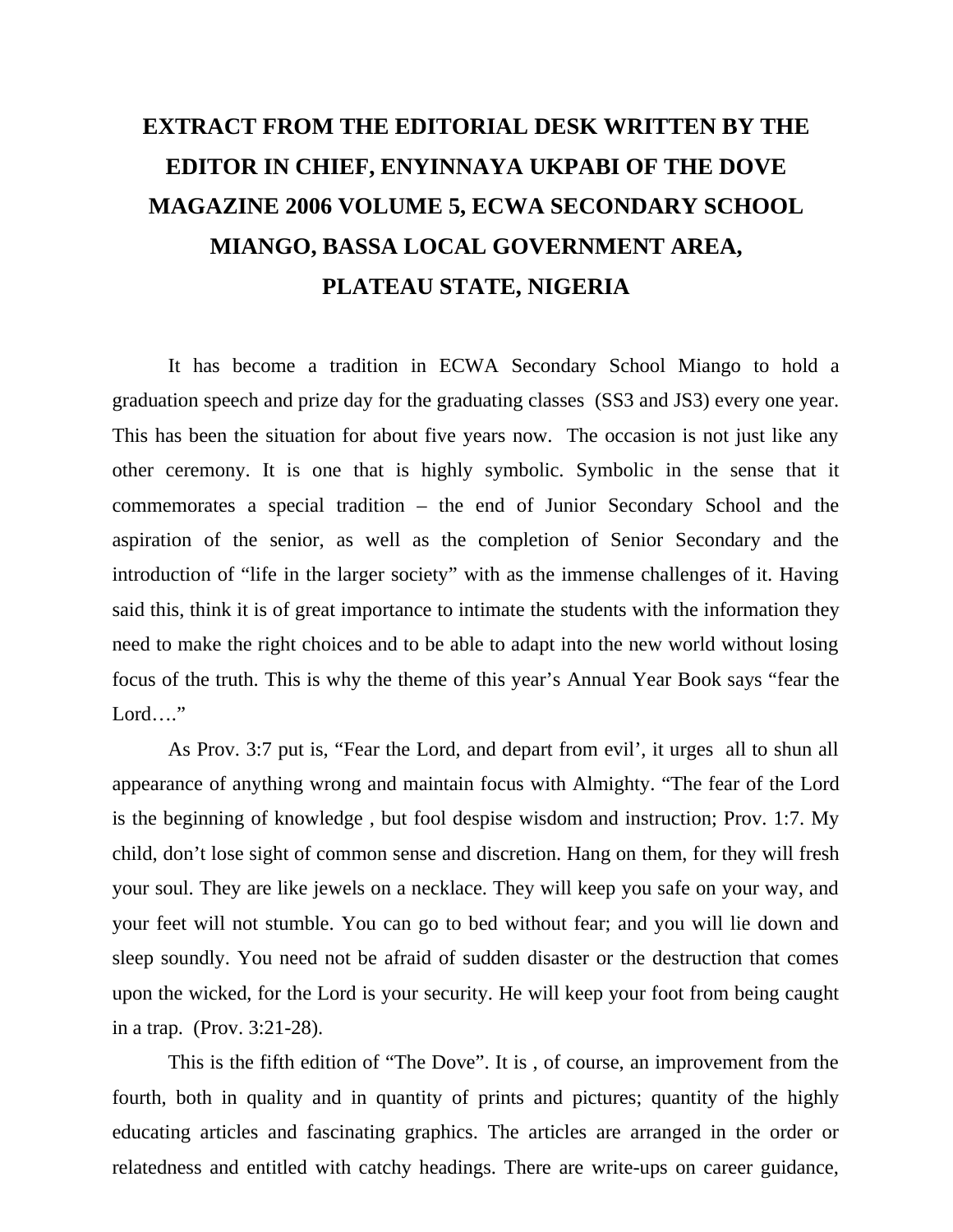# EXTRACT FROM THE EDITORIAL DESK WRITTEN BY THE EDITOR IN CHIEF, ENYINNAYA UKPABI OF THE DOVE MAGAZINE 2006 VOLUME 5, ECWA SECONDARY SCHOOL MIANGO, BASSA LOCAL GOVERNMENT AREA, PLATEAU STATE, NIGERIA

It has become a tradition in ECWA Secondary School Miango to hold a graduation speech and prize day for the graduating classes (SS3 and JS3) every one year. This has been the situation for about five years now. The occasion is not just like any other ceremony. It is one that is highly symbolic. Symbolic in the sense that it commemorates a special tradition – the end of Junior Secondary School and the aspiration of the senior, as well as the completion of Senior Secondary and the introduction of "life in the larger society" with as the immense challenges of it. Having said this, think it is of great importance to intimate the students with the information they need to make the right choices and to be able to adapt into the new world without losing focus of the truth. This is why the theme of this year's Annual Year Book says "fear the Lord…."

As Prov. 3:7 put is, "Fear the Lord, and depart from evil', it urges all to shun all appearance of anything wrong and maintain focus with Almighty. "The fear of the Lord is the beginning of knowledge , but fool despise wisdom and instruction; Prov. 1:7. My child, don't lose sight of common sense and discretion. Hang on them, for they will fresh your soul. They are like jewels on a necklace. They will keep you safe on your way, and your feet will not stumble. You can go to bed without fear; and you will lie down and sleep soundly. You need not be afraid of sudden disaster or the destruction that comes upon the wicked, for the Lord is your security. He will keep your foot from being caught in a trap. (Prov. 3:21-28).

This is the fifth edition of "The Dove". It is , of course, an improvement from the fourth, both in quality and in quantity of prints and pictures; quantity of the highly educating articles and fascinating graphics. The articles are arranged in the order or relatedness and entitled with catchy headings. There are write-ups on career guidance,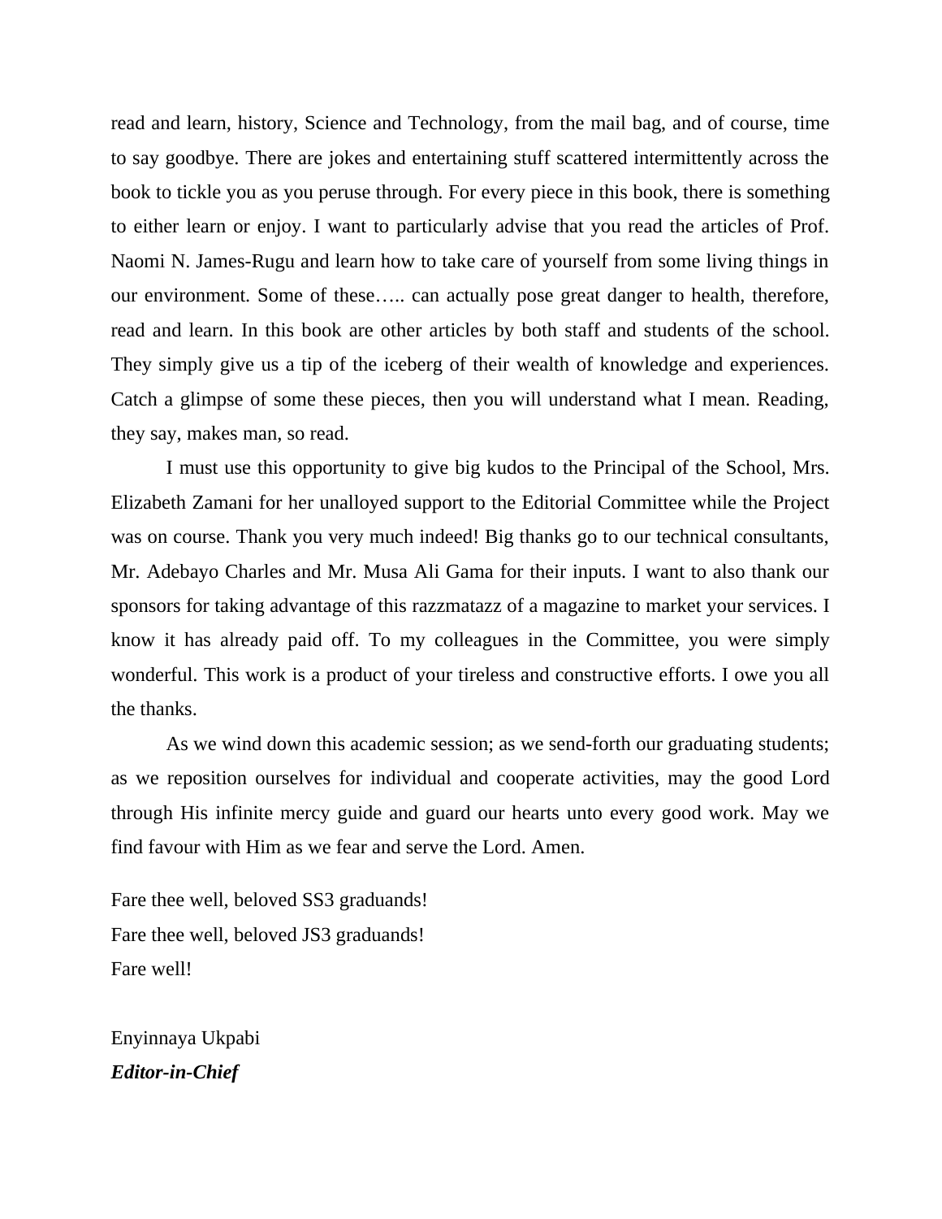read and learn, history, Science and Technology, from the mail bag, and of course, time to say goodbye. There are jokes and entertaining stuff scattered intermittently across the book to tickle you as you peruse through. For every piece in this book, there is something to either learn or enjoy. I want to particularly advise that you read the articles of Prof. Naomi N. James-Rugu and learn how to take care of yourself from some living things in our environment. Some of these….. can actually pose great danger to health, therefore, read and learn. In this book are other articles by both staff and students of the school. They simply give us a tip of the iceberg of their wealth of knowledge and experiences. Catch a glimpse of some these pieces, then you will understand what I mean. Reading, they say, makes man, so read.

I must use this opportunity to give big kudos to the Principal of the School, Mrs. Elizabeth Zamani for her unalloyed support to the Editorial Committee while the Project was on course. Thank you very much indeed! Big thanks go to our technical consultants, Mr. Adebayo Charles and Mr. Musa Ali Gama for their inputs. I want to also thank our sponsors for taking advantage of this razzmatazz of a magazine to market your services. I know it has already paid off. To my colleagues in the Committee, you were simply wonderful. This work is a product of your tireless and constructive efforts. I owe you all the thanks.

As we wind down this academic session; as we send-forth our graduating students; as we reposition ourselves for individual and cooperate activities, may the good Lord through His infinite mercy guide and guard our hearts unto every good work. May we find favour with Him as we fear and serve the Lord. Amen.

Fare thee well, beloved SS3 graduands!
Fare thee well, beloved JS3 graduands!
Fare well!

Enyinnaya Ukpabi
***Editor-in-Chief***